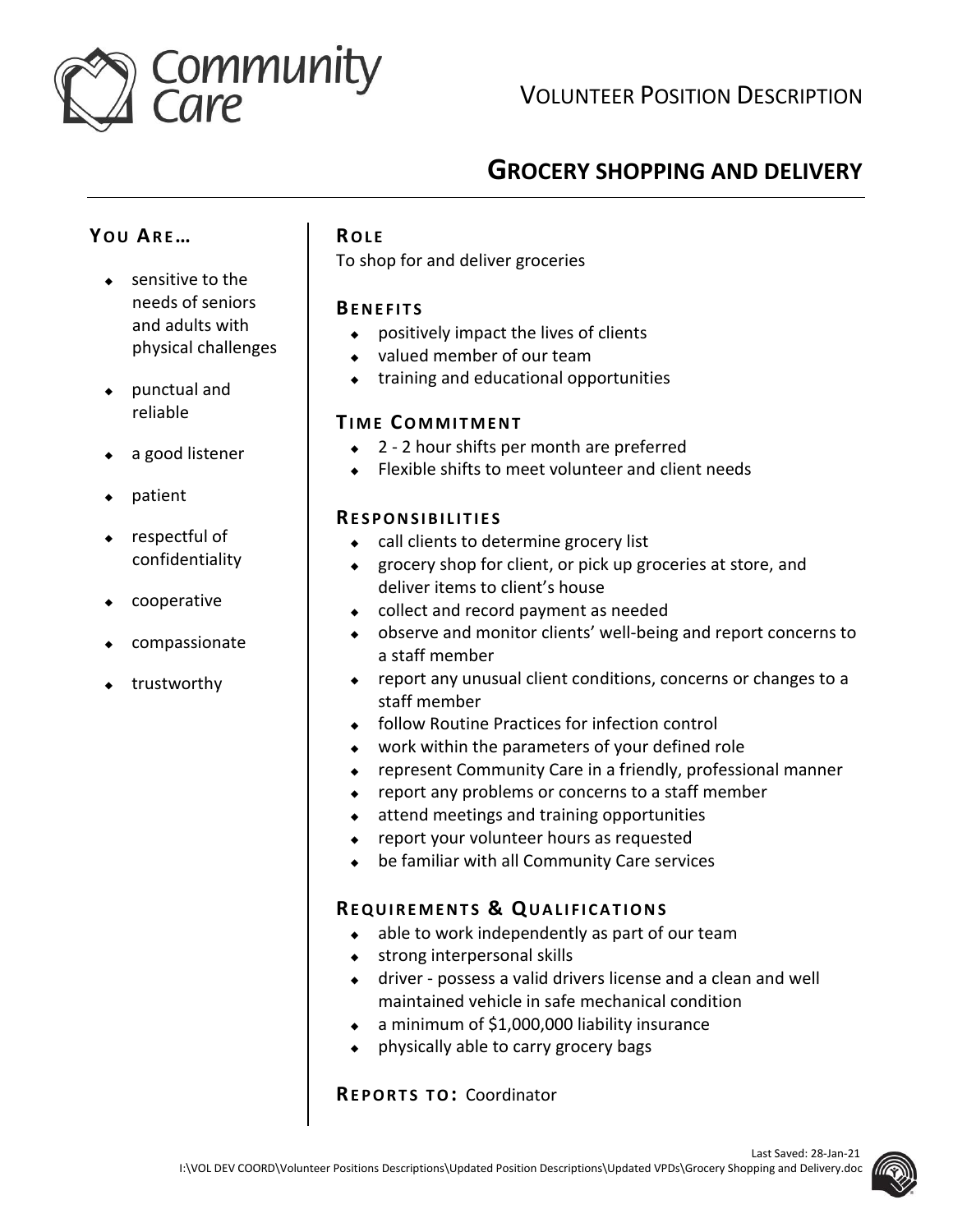Community Care

# VOLUNTEER POSITION DESCRIPTION

## GROCERY SHOPPING AND DELIVERY

### YOU ARE…

- sensitive to the needs of seniors and adults with physical challenges
- punctual and reliable
- a good listener
- patient
- respectful of confidentiality
- cooperative
- compassionate
- trustworthy

### ROLE

To shop for and deliver groceries

### BENEFITS

- positively impact the lives of clients
- valued member of our team
- training and educational opportunities

### TIME COMMITMENT

- 2 - 2 hour shifts per month are preferred
- Flexible shifts to meet volunteer and client needs

### RESPONSIBILITIES

- call clients to determine grocery list
- grocery shop for client, or pick up groceries at store, and deliver items to client's house
- collect and record payment as needed
- observe and monitor clients' well-being and report concerns to a staff member
- report any unusual client conditions, concerns or changes to a staff member
- follow Routine Practices for infection control
- work within the parameters of your defined role
- represent Community Care in a friendly, professional manner
- report any problems or concerns to a staff member
- attend meetings and training opportunities
- report your volunteer hours as requested
- be familiar with all Community Care services

### REQUIREMENTS & QUALIFICATIONS

- able to work independently as part of our team
- strong interpersonal skills
- driver - possess a valid drivers license and a clean and well maintained vehicle in safe mechanical condition
- a minimum of $1,000,000 liability insurance
- physically able to carry grocery bags

**REPORTS TO:** Coordinator

Last Saved: 28-Jan-21
I:\VOL DEV COORD\Volunteer Positions Descriptions\Updated Position Descriptions\Updated VPDs\Grocery Shopping and Delivery.doc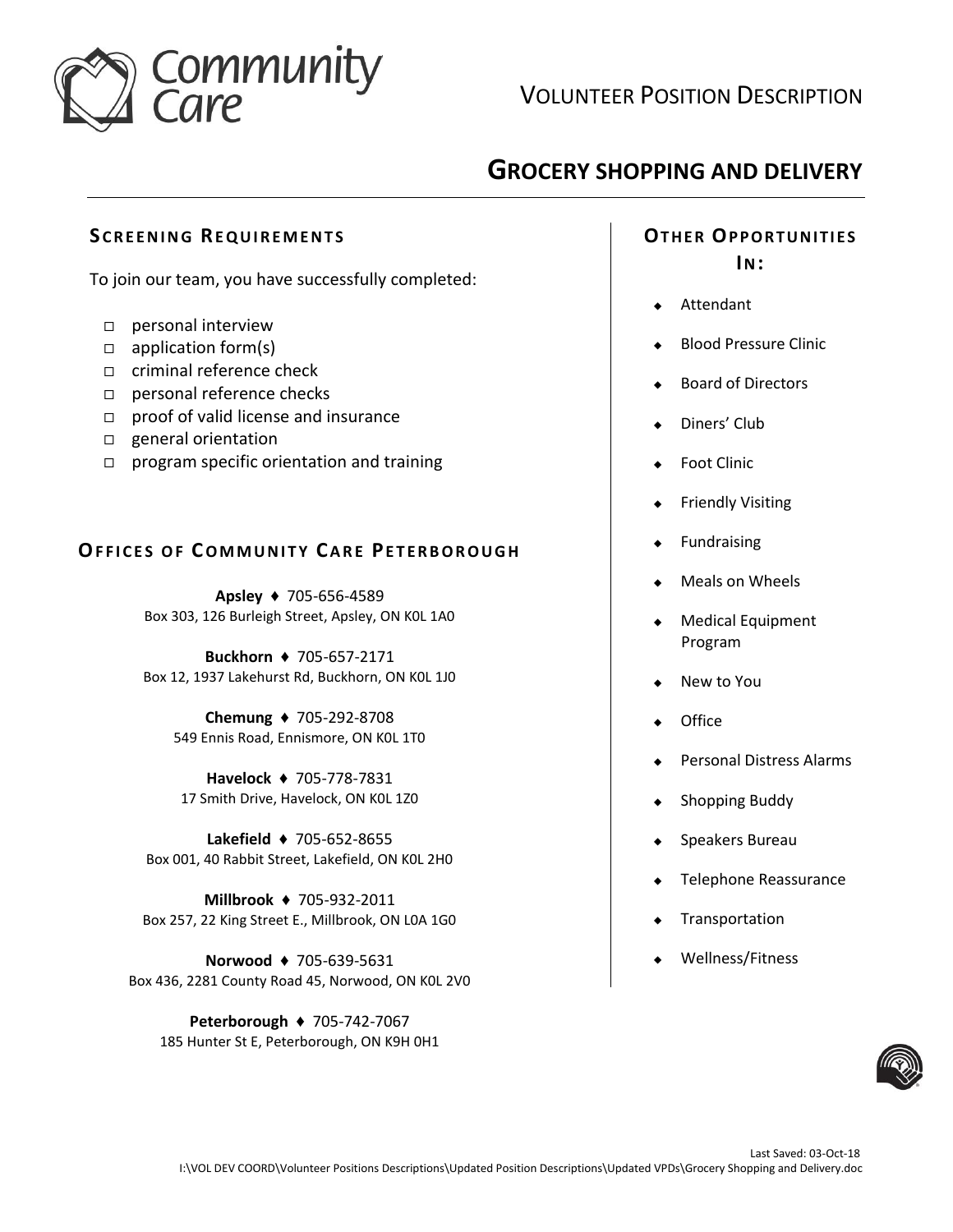# VOLUNTEER POSITION DESCRIPTION

## GROCERY SHOPPING AND DELIVERY

### SCREENING REQUIREMENTS

To join our team, you have successfully completed:

- □ personal interview
- □ application form(s)
- □ criminal reference check
- □ personal reference checks
- □ proof of valid license and insurance
- □ general orientation
- □ program specific orientation and training

### OFFICES OF COMMUNITY CARE PETERBOROUGH

**Apsley** ♦ 705-656-4589
Box 303, 126 Burleigh Street, Apsley, ON K0L 1A0

**Buckhorn** ♦ 705-657-2171
Box 12, 1937 Lakehurst Rd, Buckhorn, ON K0L 1J0

**Chemung** ♦ 705-292-8708
549 Ennis Road, Ennismore, ON K0L 1T0

**Havelock** ♦ 705-778-7831
17 Smith Drive, Havelock, ON K0L 1Z0

**Lakefield** ♦ 705-652-8655
Box 001, 40 Rabbit Street, Lakefield, ON K0L 2H0

**Millbrook** ♦ 705-932-2011
Box 257, 22 King Street E., Millbrook, ON L0A 1G0

**Norwood** ♦ 705-639-5631
Box 436, 2281 County Road 45, Norwood, ON K0L 2V0

**Peterborough** ♦ 705-742-7067
185 Hunter St E, Peterborough, ON K9H 0H1

### OTHER OPPORTUNITIES IN:

- Attendant
- Blood Pressure Clinic
- Board of Directors
- Diners' Club
- Foot Clinic
- Friendly Visiting
- Fundraising
- Meals on Wheels
- Medical Equipment Program
- New to You
- Office
- Personal Distress Alarms
- Shopping Buddy
- Speakers Bureau
- Telephone Reassurance
- Transportation
- Wellness/Fitness

Last Saved: 03-Oct-18
I:\VOL DEV COORD\Volunteer Positions Descriptions\Updated Position Descriptions\Updated VPDs\Grocery Shopping and Delivery.doc